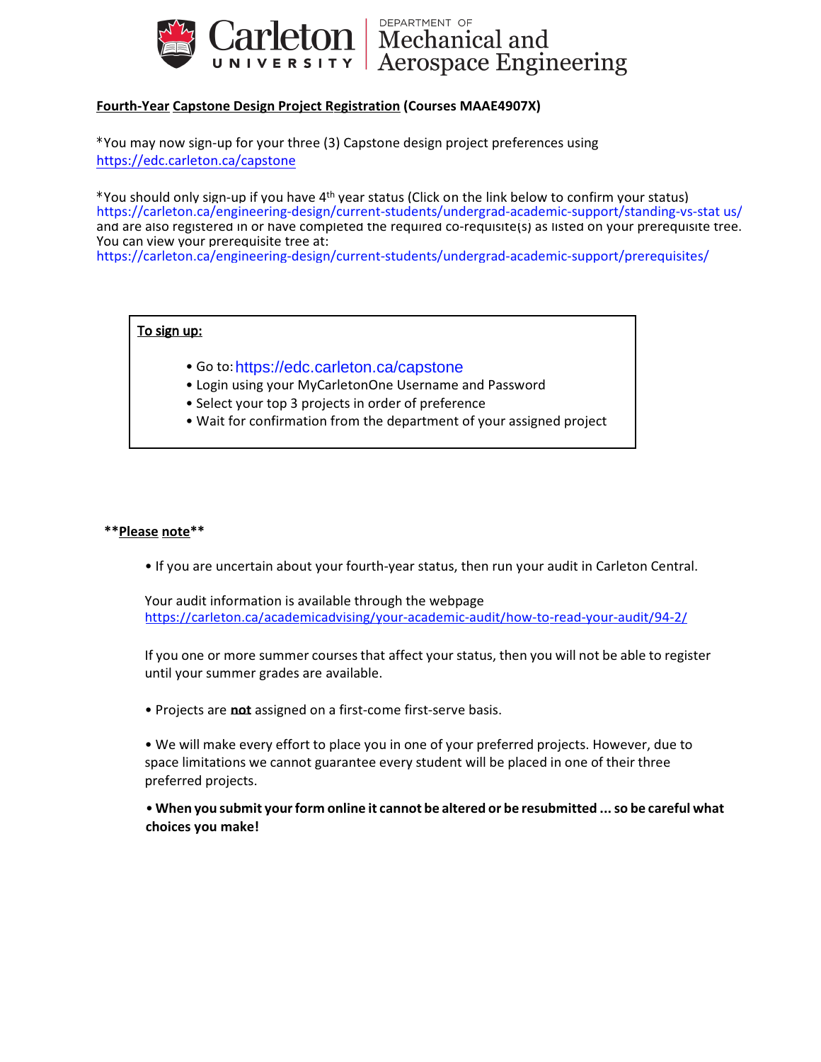Carleton University — Department of Mechanical and Aerospace Engineering

**Fourth-Year Capstone Design Project Registration (Courses MAAE4907X)**

*You may now sign-up for your three (3) Capstone design project preferences using https://edc.carleton.ca/capstone

*You should only sign-up if you have 4th year status (Click on the link below to confirm your status) https://carleton.ca/engineering-design/current-students/undergrad-academic-support/standing-vs-stat us/ and are also registered in or have completed the required co-requisite(s) as listed on your prerequisite tree. You can view your prerequisite tree at: https://carleton.ca/engineering-design/current-students/undergrad-academic-support/prerequisites/

**To sign up:**

- Go to: https://edc.carleton.ca/capstone
- Login using your MyCarletonOne Username and Password
- Select your top 3 projects in order of preference
- Wait for confirmation from the department of your assigned project

****Please note****

- If you are uncertain about your fourth-year status, then run your audit in Carleton Central.

  Your audit information is available through the webpage https://carleton.ca/academicadvising/your-academic-audit/how-to-read-your-audit/94-2/

  If you one or more summer courses that affect your status, then you will not be able to register until your summer grades are available.

- Projects are **not** assigned on a first-come first-serve basis.

- We will make every effort to place you in one of your preferred projects. However, due to space limitations we cannot guarantee every student will be placed in one of their three preferred projects.

- **When you submit your form online it cannot be altered or be resubmitted ... so be careful what choices you make!**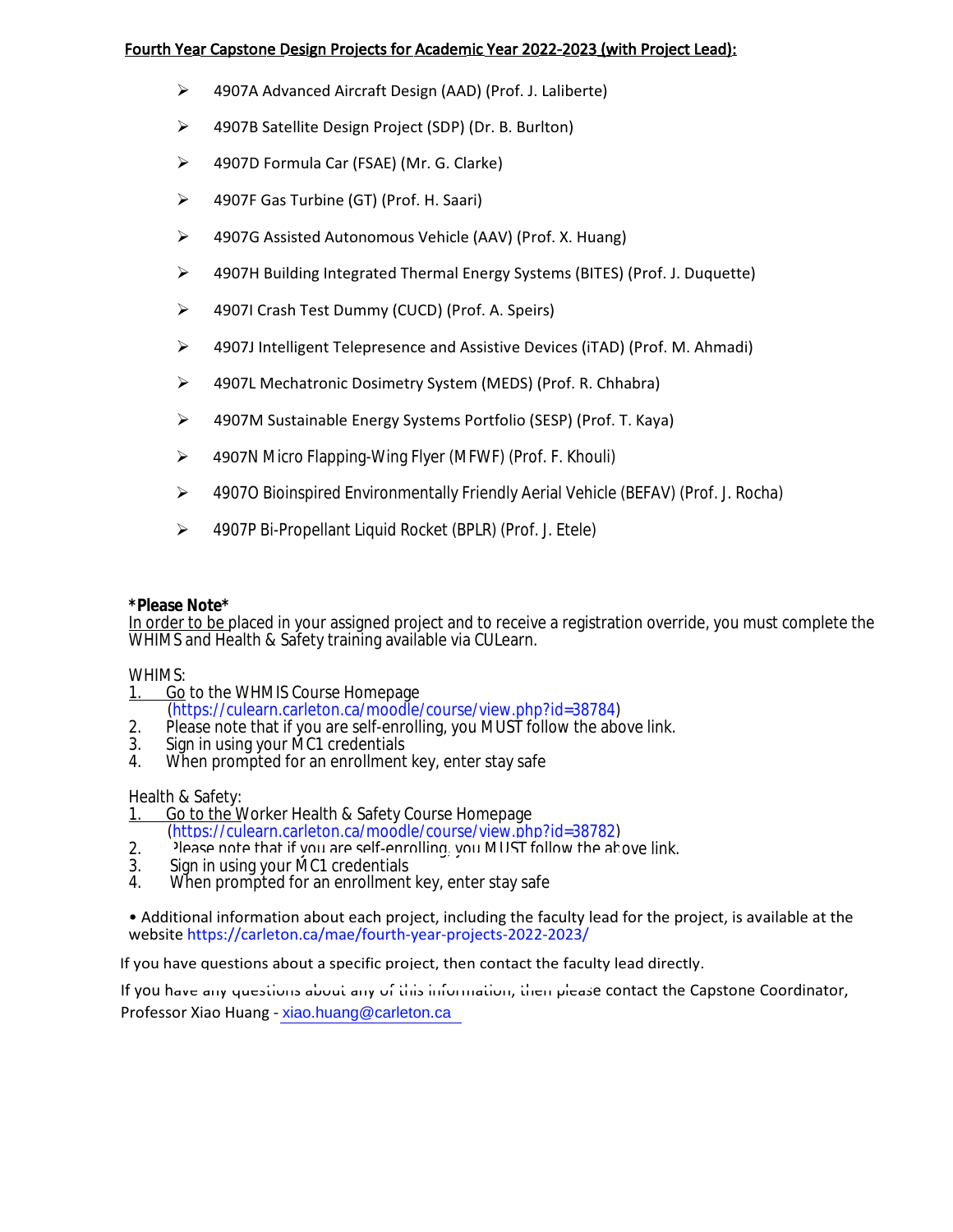**Fourth Year Capstone Design Projects for Academic Year 2022-2023 (with Project Lead):**

- 4907A Advanced Aircraft Design (AAD) (Prof. J. Laliberte)
- 4907B Satellite Design Project (SDP) (Dr. B. Burlton)
- 4907D Formula Car (FSAE) (Mr. G. Clarke)
- 4907F Gas Turbine (GT) (Prof. H. Saari)
- 4907G Assisted Autonomous Vehicle (AAV) (Prof. X. Huang)
- 4907H Building Integrated Thermal Energy Systems (BITES) (Prof. J. Duquette)
- 4907I Crash Test Dummy (CUCD) (Prof. A. Speirs)
- 4907J Intelligent Telepresence and Assistive Devices (iTAD) (Prof. M. Ahmadi)
- 4907L Mechatronic Dosimetry System (MEDS) (Prof. R. Chhabra)
- 4907M Sustainable Energy Systems Portfolio (SESP) (Prof. T. Kaya)
- 4907N Micro Flapping-Wing Flyer (MFWF) (Prof. F. Khouli)
- 4907O Bioinspired Environmentally Friendly Aerial Vehicle (BEFAV) (Prof. J. Rocha)
- 4907P Bi-Propellant Liquid Rocket (BPLR) (Prof. J. Etele)

**\*Please Note\***
In order to be placed in your assigned project and to receive a registration override, you must complete the WHIMS and Health & Safety training available via CULearn.

WHIMS:
1. Go to the WHMIS Course Homepage (https://culearn.carleton.ca/moodle/course/view.php?id=38784)
2. Please note that if you are self-enrolling, you MUST follow the above link.
3. Sign in using your MC1 credentials
4. When prompted for an enrollment key, enter stay safe

Health & Safety:
1. Go to the Worker Health & Safety Course Homepage (https://culearn.carleton.ca/moodle/course/view.php?id=38782)
2. Please note that if you are self-enrolling, you MUST follow the above link.
3. Sign in using your MC1 credentials
4. When prompted for an enrollment key, enter stay safe

• Additional information about each project, including the faculty lead for the project, is available at the website https://carleton.ca/mae/fourth-year-projects-2022-2023/

If you have questions about a specific project, then contact the faculty lead directly.

If you have any questions about any of this information, then please contact the Capstone Coordinator, Professor Xiao Huang - xiao.huang@carleton.ca